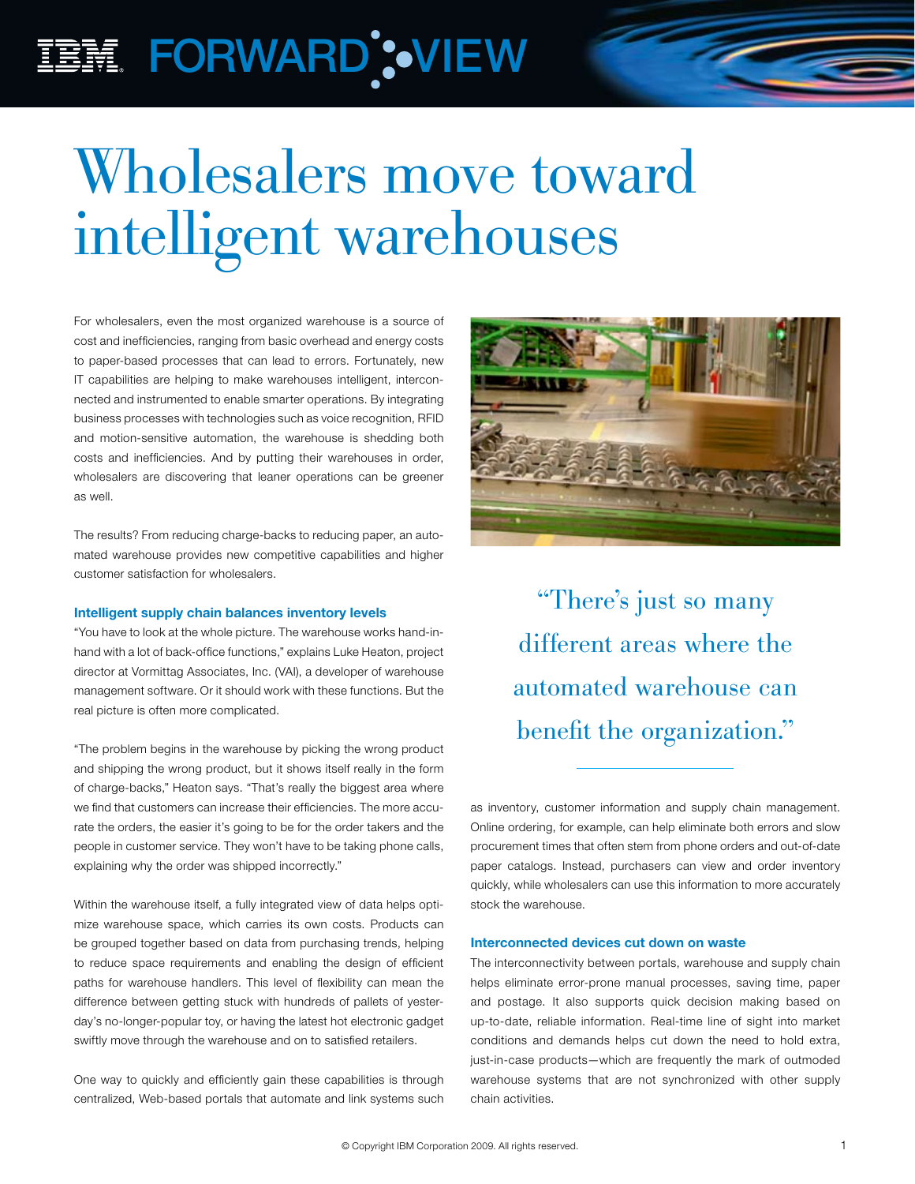# Wholesalers move toward intelligent warehouses

For wholesalers, even the most organized warehouse is a source of cost and inefficiencies, ranging from basic overhead and energy costs to paper-based processes that can lead to errors. Fortunately, new IT capabilities are helping to make warehouses intelligent, interconnected and instrumented to enable smarter operations. By integrating business processes with technologies such as voice recognition, RFID and motion-sensitive automation, the warehouse is shedding both costs and inefficiencies. And by putting their warehouses in order, wholesalers are discovering that leaner operations can be greener as well.

The results? From reducing charge-backs to reducing paper, an automated warehouse provides new competitive capabilities and higher customer satisfaction for wholesalers.

### Intelligent supply chain balances inventory levels

"You have to look at the whole picture. The warehouse works hand-in-hand with a lot of back-office functions," explains Luke Heaton, project director at Vormittag Associates, Inc. (VAI), a developer of warehouse management software. Or it should work with these functions. But the real picture is often more complicated.

"The problem begins in the warehouse by picking the wrong product and shipping the wrong product, but it shows itself really in the form of charge-backs," Heaton says. "That's really the biggest area where we find that customers can increase their efficiencies. The more accurate the orders, the easier it's going to be for the order takers and the people in customer service. They won't have to be taking phone calls, explaining why the order was shipped incorrectly."

Within the warehouse itself, a fully integrated view of data helps optimize warehouse space, which carries its own costs. Products can be grouped together based on data from purchasing trends, helping to reduce space requirements and enabling the design of efficient paths for warehouse handlers. This level of flexibility can mean the difference between getting stuck with hundreds of pallets of yesterday's no-longer-popular toy, or having the latest hot electronic gadget swiftly move through the warehouse and on to satisfied retailers.

One way to quickly and efficiently gain these capabilities is through centralized, Web-based portals that automate and link systems such as inventory, customer information and supply chain management. Online ordering, for example, can help eliminate both errors and slow procurement times that often stem from phone orders and out-of-date paper catalogs. Instead, purchasers can view and order inventory quickly, while wholesalers can use this information to more accurately stock the warehouse.

> "There's just so many different areas where the automated warehouse can benefit the organization."

### Interconnected devices cut down on waste

The interconnectivity between portals, warehouse and supply chain helps eliminate error-prone manual processes, saving time, paper and postage. It also supports quick decision making based on up-to-date, reliable information. Real-time line of sight into market conditions and demands helps cut down the need to hold extra, just-in-case products—which are frequently the mark of outmoded warehouse systems that are not synchronized with other supply chain activities.

© Copyright IBM Corporation 2009. All rights reserved.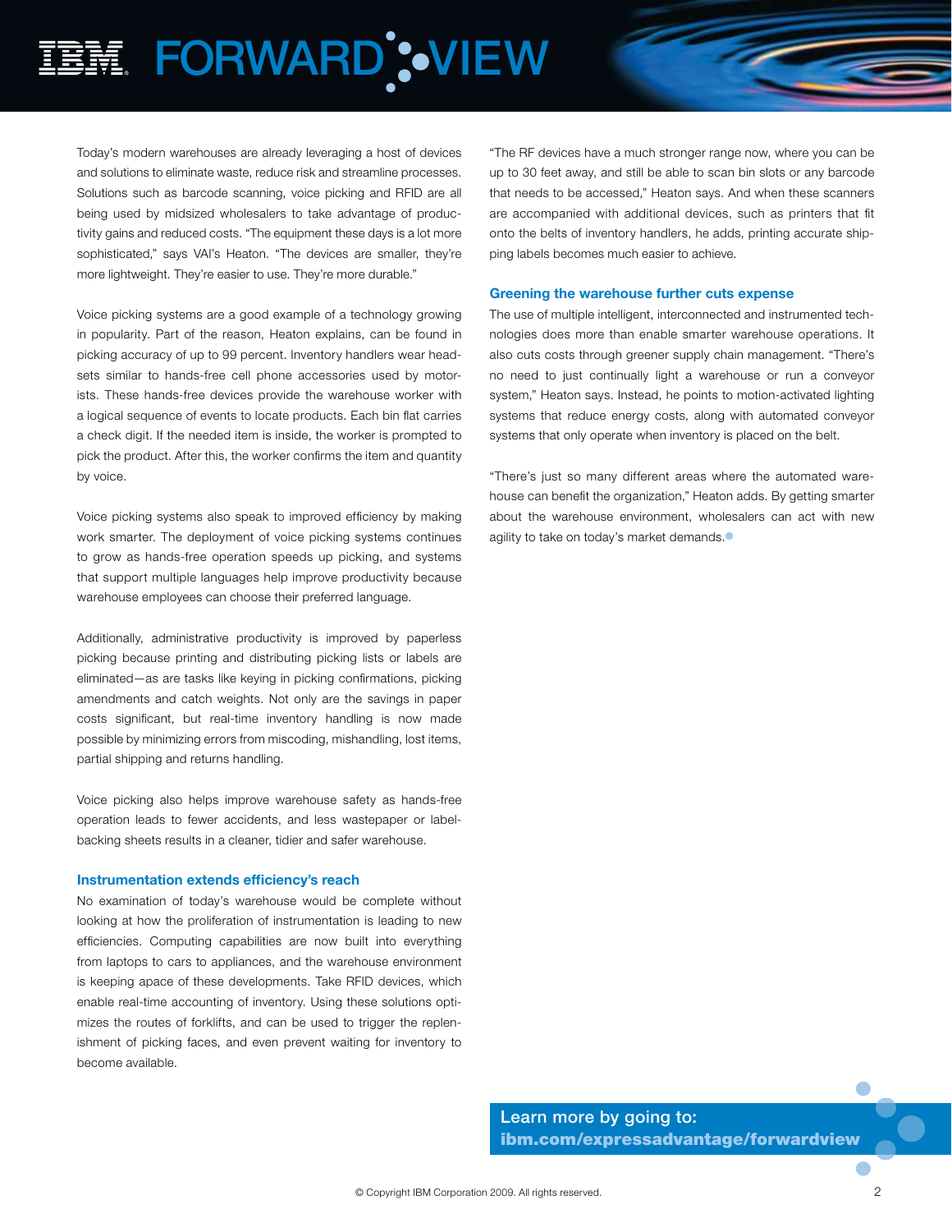Today's modern warehouses are already leveraging a host of devices and solutions to eliminate waste, reduce risk and streamline processes. Solutions such as barcode scanning, voice picking and RFID are all being used by midsized wholesalers to take advantage of productivity gains and reduced costs. "The equipment these days is a lot more sophisticated," says VAI's Heaton. "The devices are smaller, they're more lightweight. They're easier to use. They're more durable."

Voice picking systems are a good example of a technology growing in popularity. Part of the reason, Heaton explains, can be found in picking accuracy of up to 99 percent. Inventory handlers wear headsets similar to hands-free cell phone accessories used by motorists. These hands-free devices provide the warehouse worker with a logical sequence of events to locate products. Each bin flat carries a check digit. If the needed item is inside, the worker is prompted to pick the product. After this, the worker confirms the item and quantity by voice.

Voice picking systems also speak to improved efficiency by making work smarter. The deployment of voice picking systems continues to grow as hands-free operation speeds up picking, and systems that support multiple languages help improve productivity because warehouse employees can choose their preferred language.

Additionally, administrative productivity is improved by paperless picking because printing and distributing picking lists or labels are eliminated—as are tasks like keying in picking confirmations, picking amendments and catch weights. Not only are the savings in paper costs significant, but real-time inventory handling is now made possible by minimizing errors from miscoding, mishandling, lost items, partial shipping and returns handling.

Voice picking also helps improve warehouse safety as hands-free operation leads to fewer accidents, and less wastepaper or label-backing sheets results in a cleaner, tidier and safer warehouse.

### Instrumentation extends efficiency's reach

No examination of today's warehouse would be complete without looking at how the proliferation of instrumentation is leading to new efficiencies. Computing capabilities are now built into everything from laptops to cars to appliances, and the warehouse environment is keeping apace of these developments. Take RFID devices, which enable real-time accounting of inventory. Using these solutions optimizes the routes of forklifts, and can be used to trigger the replenishment of picking faces, and even prevent waiting for inventory to become available.

"The RF devices have a much stronger range now, where you can be up to 30 feet away, and still be able to scan bin slots or any barcode that needs to be accessed," Heaton says. And when these scanners are accompanied with additional devices, such as printers that fit onto the belts of inventory handlers, he adds, printing accurate shipping labels becomes much easier to achieve.

### Greening the warehouse further cuts expense

The use of multiple intelligent, interconnected and instrumented technologies does more than enable smarter warehouse operations. It also cuts costs through greener supply chain management. "There's no need to just continually light a warehouse or run a conveyor system," Heaton says. Instead, he points to motion-activated lighting systems that reduce energy costs, along with automated conveyor systems that only operate when inventory is placed on the belt.

"There's just so many different areas where the automated warehouse can benefit the organization," Heaton adds. By getting smarter about the warehouse environment, wholesalers can act with new agility to take on today's market demands.

Learn more by going to:
**ibm.com/expressadvantage/forwardview**

© Copyright IBM Corporation 2009. All rights reserved.